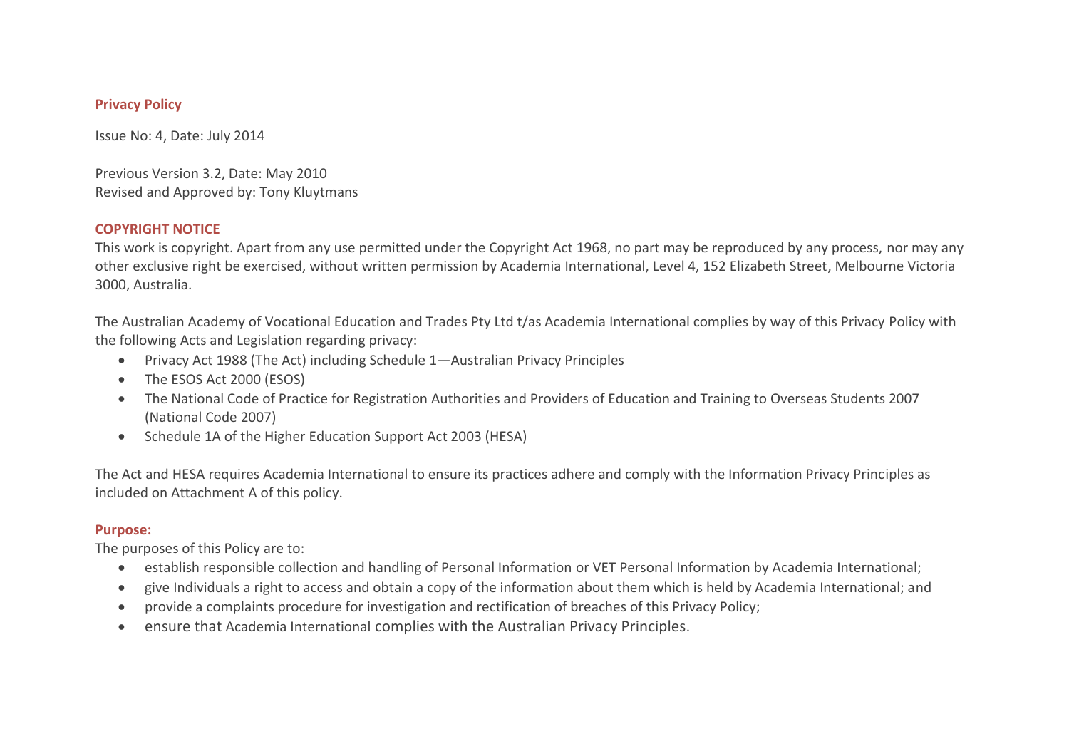## Privacy Policy

Issue No: 4, Date: July 2014

Previous Version 3.2, Date: May 2010
Revised and Approved by: Tony Kluytmans

## COPYRIGHT NOTICE

This work is copyright. Apart from any use permitted under the Copyright Act 1968, no part may be reproduced by any process, nor may any other exclusive right be exercised, without written permission by Academia International, Level 4, 152 Elizabeth Street, Melbourne Victoria 3000, Australia.

The Australian Academy of Vocational Education and Trades Pty Ltd t/as Academia International complies by way of this Privacy Policy with the following Acts and Legislation regarding privacy:

- Privacy Act 1988 (The Act) including Schedule 1—Australian Privacy Principles
- The ESOS Act 2000 (ESOS)
- The National Code of Practice for Registration Authorities and Providers of Education and Training to Overseas Students 2007 (National Code 2007)
- Schedule 1A of the Higher Education Support Act 2003 (HESA)

The Act and HESA requires Academia International to ensure its practices adhere and comply with the Information Privacy Principles as included on Attachment A of this policy.

## Purpose:

The purposes of this Policy are to:

- establish responsible collection and handling of Personal Information or VET Personal Information by Academia International;
- give Individuals a right to access and obtain a copy of the information about them which is held by Academia International; and
- provide a complaints procedure for investigation and rectification of breaches of this Privacy Policy;
- ensure that Academia International complies with the Australian Privacy Principles.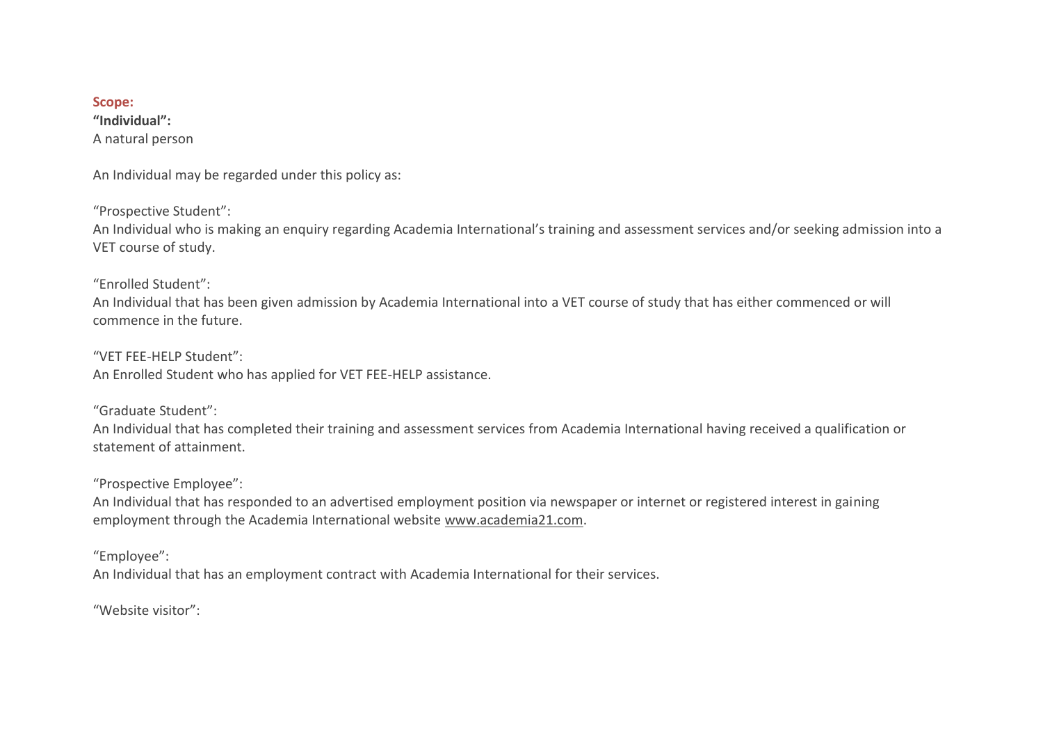**Scope:**

**"Individual":**
A natural person

An Individual may be regarded under this policy as:

"Prospective Student":
An Individual who is making an enquiry regarding Academia International's training and assessment services and/or seeking admission into a VET course of study.

"Enrolled Student":
An Individual that has been given admission by Academia International into a VET course of study that has either commenced or will commence in the future.

"VET FEE-HELP Student":
An Enrolled Student who has applied for VET FEE-HELP assistance.

"Graduate Student":
An Individual that has completed their training and assessment services from Academia International having received a qualification or statement of attainment.

"Prospective Employee":
An Individual that has responded to an advertised employment position via newspaper or internet or registered interest in gaining employment through the Academia International website www.academia21.com.

"Employee":
An Individual that has an employment contract with Academia International for their services.

"Website visitor":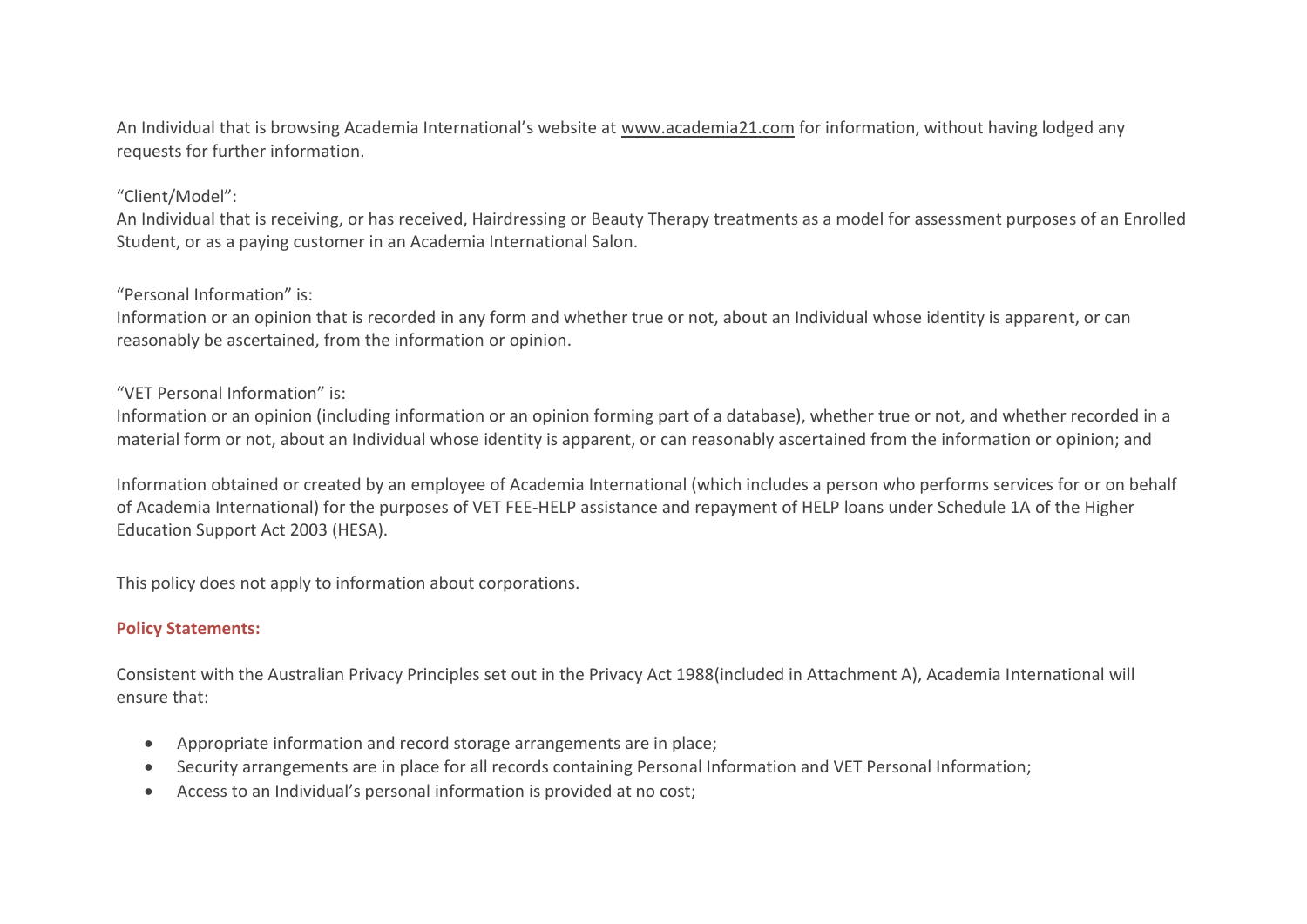An Individual that is browsing Academia International's website at www.academia21.com for information, without having lodged any requests for further information.

"Client/Model":
An Individual that is receiving, or has received, Hairdressing or Beauty Therapy treatments as a model for assessment purposes of an Enrolled Student, or as a paying customer in an Academia International Salon.

"Personal Information" is:
Information or an opinion that is recorded in any form and whether true or not, about an Individual whose identity is apparent, or can reasonably be ascertained, from the information or opinion.

"VET Personal Information" is:
Information or an opinion (including information or an opinion forming part of a database), whether true or not, and whether recorded in a material form or not, about an Individual whose identity is apparent, or can reasonably ascertained from the information or opinion; and

Information obtained or created by an employee of Academia International (which includes a person who performs services for or on behalf of Academia International) for the purposes of VET FEE-HELP assistance and repayment of HELP loans under Schedule 1A of the Higher Education Support Act 2003 (HESA).

This policy does not apply to information about corporations.

**Policy Statements:**

Consistent with the Australian Privacy Principles set out in the Privacy Act 1988(included in Attachment A), Academia International will ensure that:

- Appropriate information and record storage arrangements are in place;
- Security arrangements are in place for all records containing Personal Information and VET Personal Information;
- Access to an Individual's personal information is provided at no cost;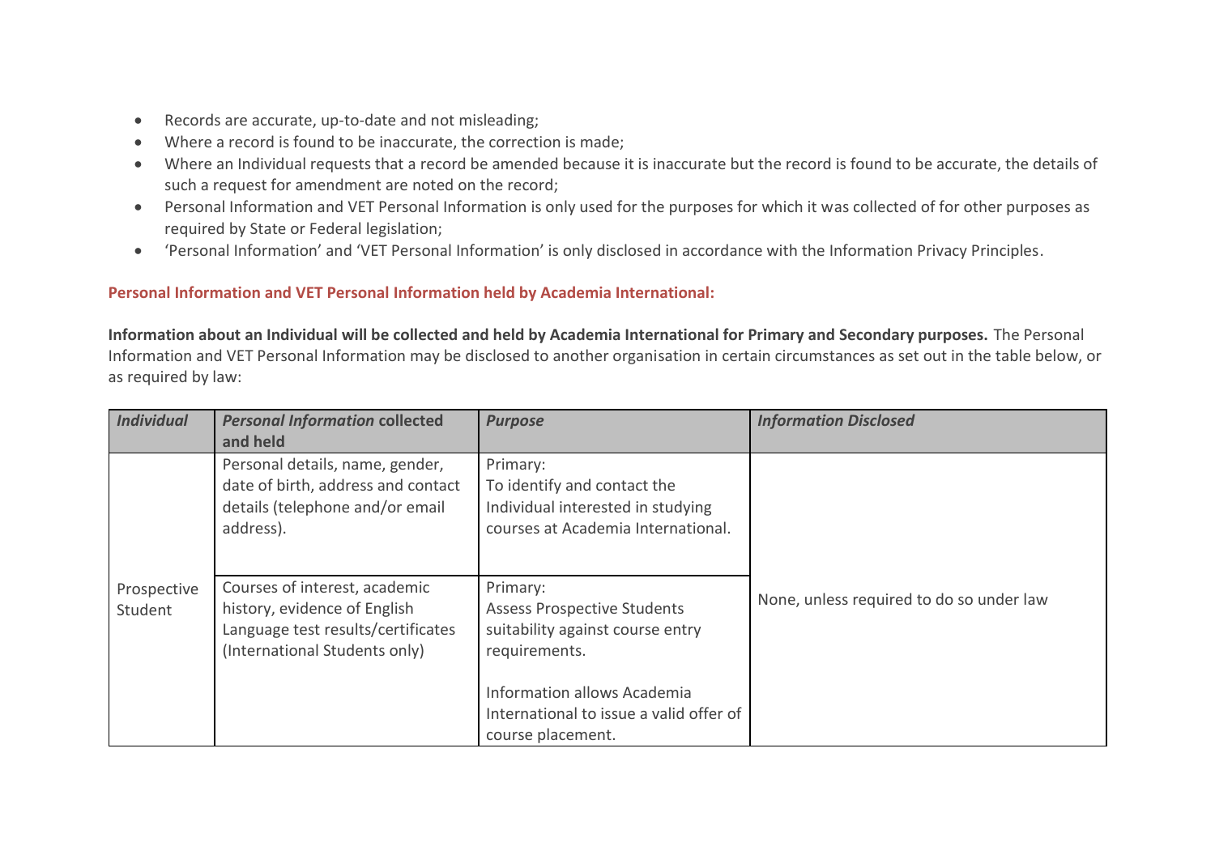- Records are accurate, up-to-date and not misleading;
- Where a record is found to be inaccurate, the correction is made;
- Where an Individual requests that a record be amended because it is inaccurate but the record is found to be accurate, the details of such a request for amendment are noted on the record;
- Personal Information and VET Personal Information is only used for the purposes for which it was collected of for other purposes as required by State or Federal legislation;
- 'Personal Information' and 'VET Personal Information' is only disclosed in accordance with the Information Privacy Principles.

### Personal Information and VET Personal Information held by Academia International:

**Information about an Individual will be collected and held by Academia International for Primary and Secondary purposes.** The Personal Information and VET Personal Information may be disclosed to another organisation in certain circumstances as set out in the table below, or as required by law:

| *Individual* | ***Personal Information* collected and held** | ***Purpose*** | ***Information Disclosed*** |
|---|---|---|---|
| Prospective Student | Personal details, name, gender, date of birth, address and contact details (telephone and/or email address). | Primary:<br>To identify and contact the Individual interested in studying courses at Academia International. | None, unless required to do so under law |
| | Courses of interest, academic history, evidence of English Language test results/certificates (International Students only) | Primary:<br>Assess Prospective Students suitability against course entry requirements.<br><br>Information allows Academia International to issue a valid offer of course placement. | |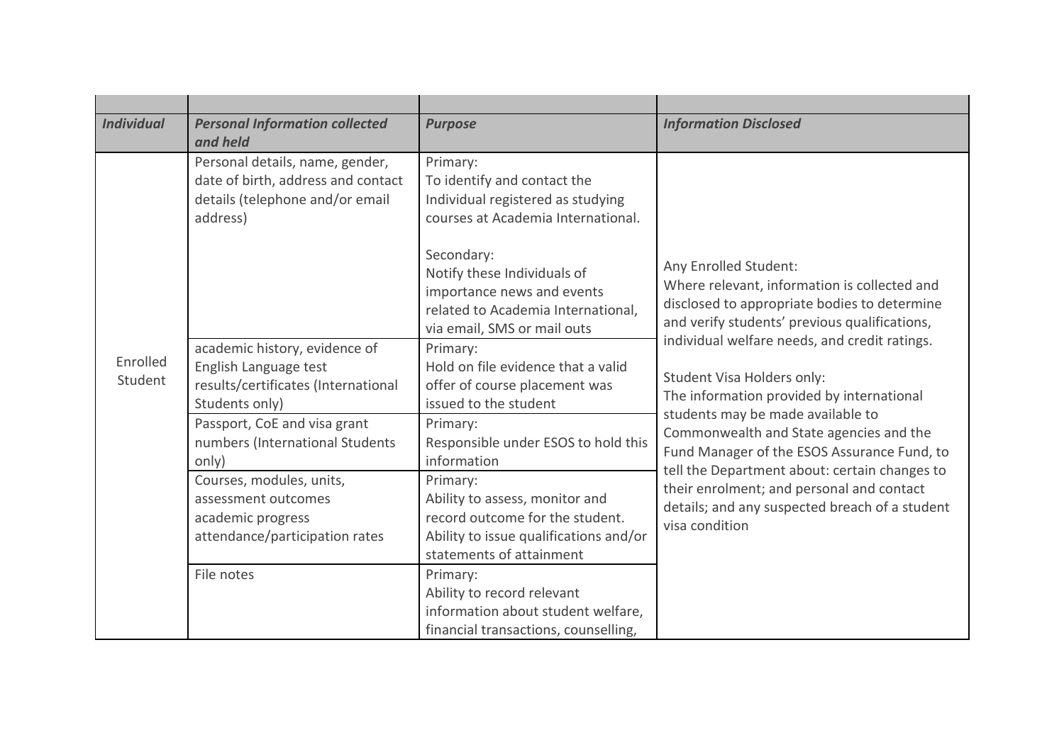| *Individual* | *Personal Information collected and held* | *Purpose* | *Information Disclosed* |
|---|---|---|---|
| Enrolled Student | Personal details, name, gender, date of birth, address and contact details (telephone and/or email address) | Primary:<br>To identify and contact the Individual registered as studying courses at Academia International.<br><br>Secondary:<br>Notify these Individuals of importance news and events related to Academia International, via email, SMS or mail outs | Any Enrolled Student:<br>Where relevant, information is collected and disclosed to appropriate bodies to determine and verify students' previous qualifications, individual welfare needs, and credit ratings.<br><br>Student Visa Holders only:<br>The information provided by international students may be made available to Commonwealth and State agencies and the Fund Manager of the ESOS Assurance Fund, to tell the Department about: certain changes to their enrolment; and personal and contact details; and any suspected breach of a student visa condition |
| | academic history, evidence of English Language test results/certificates (International Students only) | Primary:<br>Hold on file evidence that a valid offer of course placement was issued to the student | |
| | Passport, CoE and visa grant numbers (International Students only) | Primary:<br>Responsible under ESOS to hold this information | |
| | Courses, modules, units, assessment outcomes<br>academic progress<br>attendance/participation rates | Primary:<br>Ability to assess, monitor and record outcome for the student.<br>Ability to issue qualifications and/or statements of attainment | |
| | File notes | Primary:<br>Ability to record relevant information about student welfare, financial transactions, counselling, | |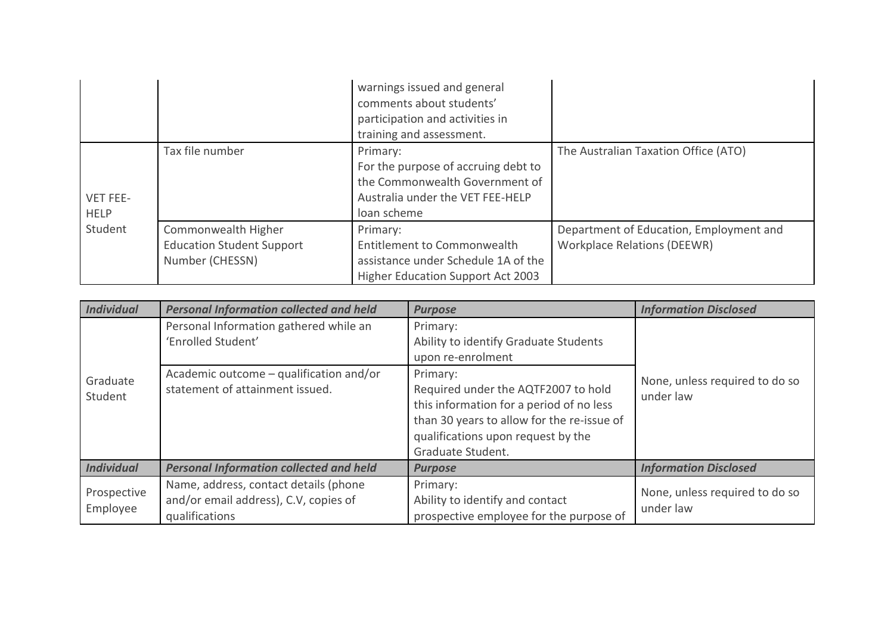| | | | |
|---|---|---|---|
| | | warnings issued and general comments about students' participation and activities in training and assessment. | |
| VET FEE-HELP Student | Tax file number | Primary:<br>For the purpose of accruing debt to the Commonwealth Government of Australia under the VET FEE-HELP loan scheme | The Australian Taxation Office (ATO) |
| | Commonwealth Higher Education Student Support Number (CHESSN) | Primary:<br>Entitlement to Commonwealth assistance under Schedule 1A of the Higher Education Support Act 2003 | Department of Education, Employment and Workplace Relations (DEEWR) |

| ***Individual*** | ***Personal Information collected and held*** | ***Purpose*** | ***Information Disclosed*** |
|---|---|---|---|
| Graduate Student | Personal Information gathered while an 'Enrolled Student' | Primary:<br>Ability to identify Graduate Students upon re-enrolment | None, unless required to do so under law |
| | Academic outcome – qualification and/or statement of attainment issued. | Primary:<br>Required under the AQTF2007 to hold this information for a period of no less than 30 years to allow for the re-issue of qualifications upon request by the Graduate Student. | |
| ***Individual*** | ***Personal Information collected and held*** | ***Purpose*** | ***Information Disclosed*** |
| Prospective Employee | Name, address, contact details (phone and/or email address), C.V, copies of qualifications | Primary:<br>Ability to identify and contact prospective employee for the purpose of | None, unless required to do so under law |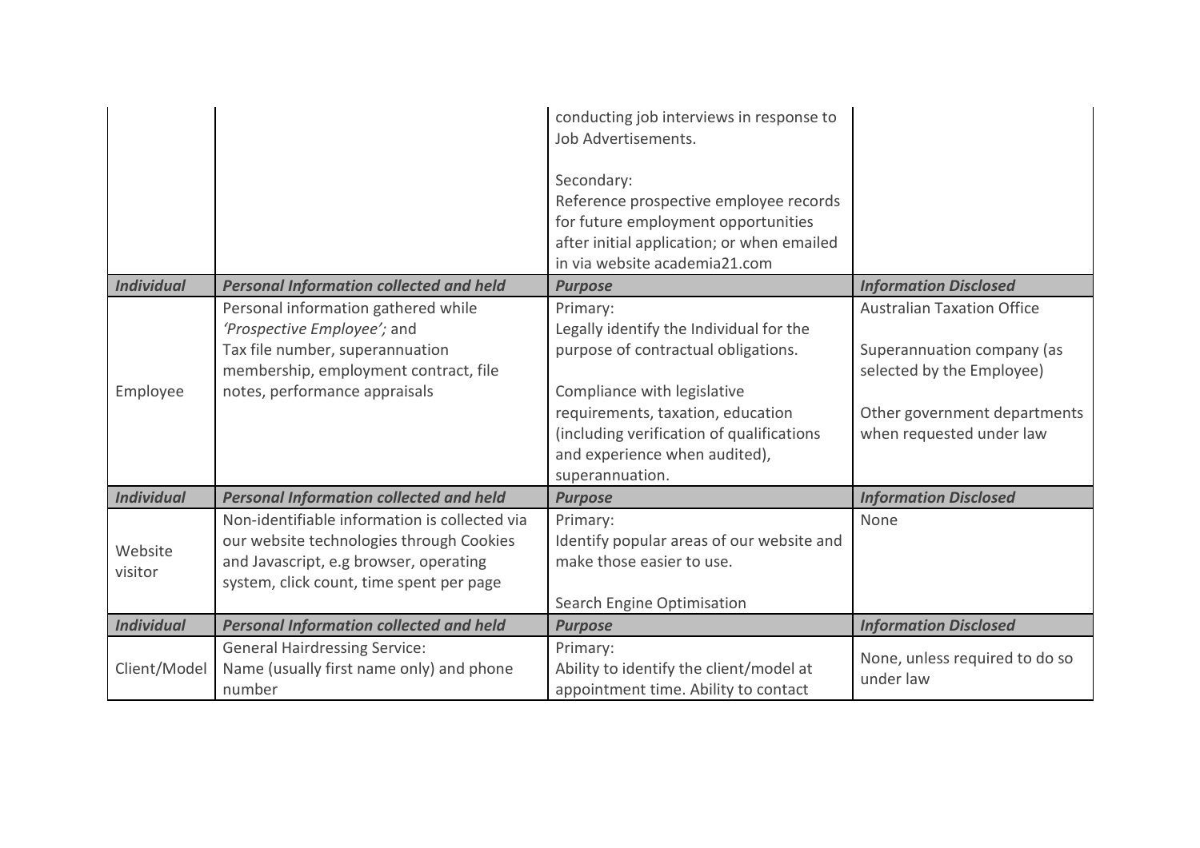| | | conducting job interviews in response to Job Advertisements.<br><br>Secondary:<br>Reference prospective employee records for future employment opportunities after initial application; or when emailed in via website academia21.com | |
|---|---|---|---|
| ***Individual*** | ***Personal Information collected and held*** | ***Purpose*** | ***Information Disclosed*** |
| Employee | Personal information gathered while *'Prospective Employee';* and<br>Tax file number, superannuation membership, employment contract, file notes, performance appraisals | Primary:<br>Legally identify the Individual for the purpose of contractual obligations.<br><br>Compliance with legislative requirements, taxation, education (including verification of qualifications and experience when audited), superannuation. | Australian Taxation Office<br><br>Superannuation company (as selected by the Employee)<br><br>Other government departments when requested under law |
| ***Individual*** | ***Personal Information collected and held*** | ***Purpose*** | ***Information Disclosed*** |
| Website visitor | Non-identifiable information is collected via our website technologies through Cookies and Javascript, e.g browser, operating system, click count, time spent per page | Primary:<br>Identify popular areas of our website and make those easier to use.<br><br>Search Engine Optimisation | None |
| ***Individual*** | ***Personal Information collected and held*** | ***Purpose*** | ***Information Disclosed*** |
| Client/Model | General Hairdressing Service:<br>Name (usually first name only) and phone number | Primary:<br>Ability to identify the client/model at appointment time. Ability to contact | None, unless required to do so under law |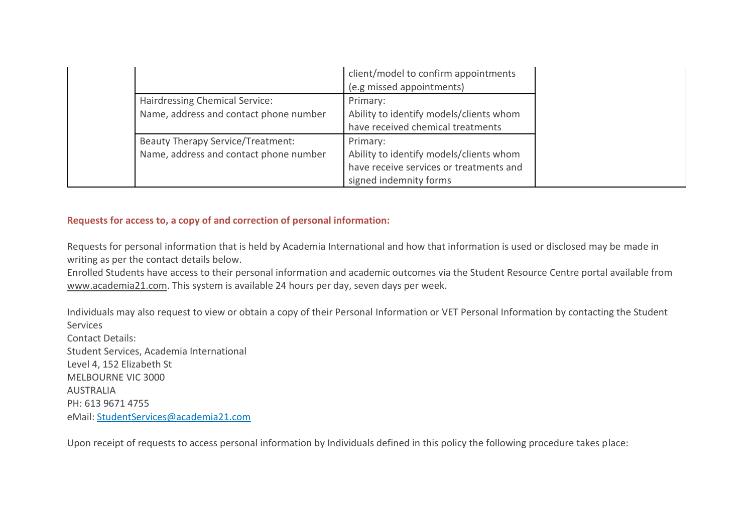| | | | |
|---|---|---|---|
| | | client/model to confirm appointments (e.g missed appointments) | |
| | Hairdressing Chemical Service: Name, address and contact phone number | Primary: Ability to identify models/clients whom have received chemical treatments | |
| | Beauty Therapy Service/Treatment: Name, address and contact phone number | Primary: Ability to identify models/clients whom have receive services or treatments and signed indemnity forms | |

**Requests for access to, a copy of and correction of personal information:**

Requests for personal information that is held by Academia International and how that information is used or disclosed may be made in writing as per the contact details below.
Enrolled Students have access to their personal information and academic outcomes via the Student Resource Centre portal available from www.academia21.com. This system is available 24 hours per day, seven days per week.

Individuals may also request to view or obtain a copy of their Personal Information or VET Personal Information by contacting the Student Services
Contact Details:
Student Services, Academia International
Level 4, 152 Elizabeth St
MELBOURNE VIC 3000
AUSTRALIA
PH: 613 9671 4755
eMail: StudentServices@academia21.com

Upon receipt of requests to access personal information by Individuals defined in this policy the following procedure takes place: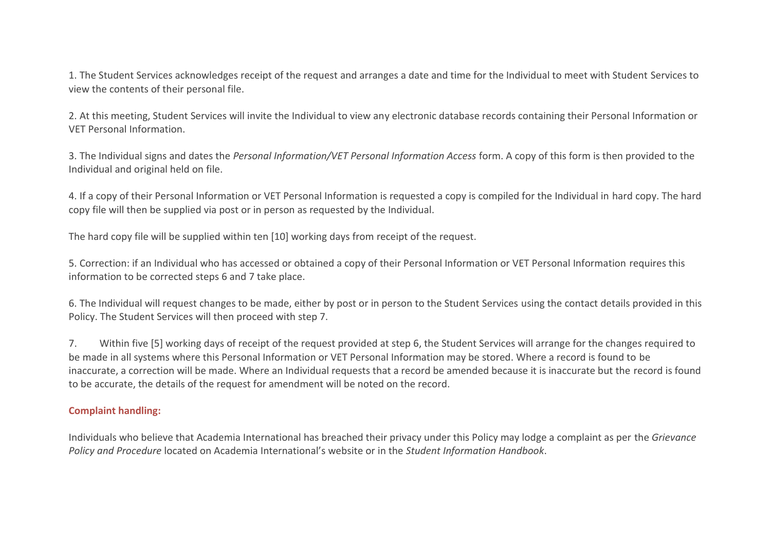1. The Student Services acknowledges receipt of the request and arranges a date and time for the Individual to meet with Student Services to view the contents of their personal file.

2. At this meeting, Student Services will invite the Individual to view any electronic database records containing their Personal Information or VET Personal Information.

3. The Individual signs and dates the *Personal Information/VET Personal Information Access* form. A copy of this form is then provided to the Individual and original held on file.

4. If a copy of their Personal Information or VET Personal Information is requested a copy is compiled for the Individual in hard copy. The hard copy file will then be supplied via post or in person as requested by the Individual.

The hard copy file will be supplied within ten [10] working days from receipt of the request.

5. Correction: if an Individual who has accessed or obtained a copy of their Personal Information or VET Personal Information requires this information to be corrected steps 6 and 7 take place.

6. The Individual will request changes to be made, either by post or in person to the Student Services using the contact details provided in this Policy. The Student Services will then proceed with step 7.

7. Within five [5] working days of receipt of the request provided at step 6, the Student Services will arrange for the changes required to be made in all systems where this Personal Information or VET Personal Information may be stored. Where a record is found to be inaccurate, a correction will be made. Where an Individual requests that a record be amended because it is inaccurate but the record is found to be accurate, the details of the request for amendment will be noted on the record.

**Complaint handling:**

Individuals who believe that Academia International has breached their privacy under this Policy may lodge a complaint as per the *Grievance Policy and Procedure* located on Academia International's website or in the *Student Information Handbook*.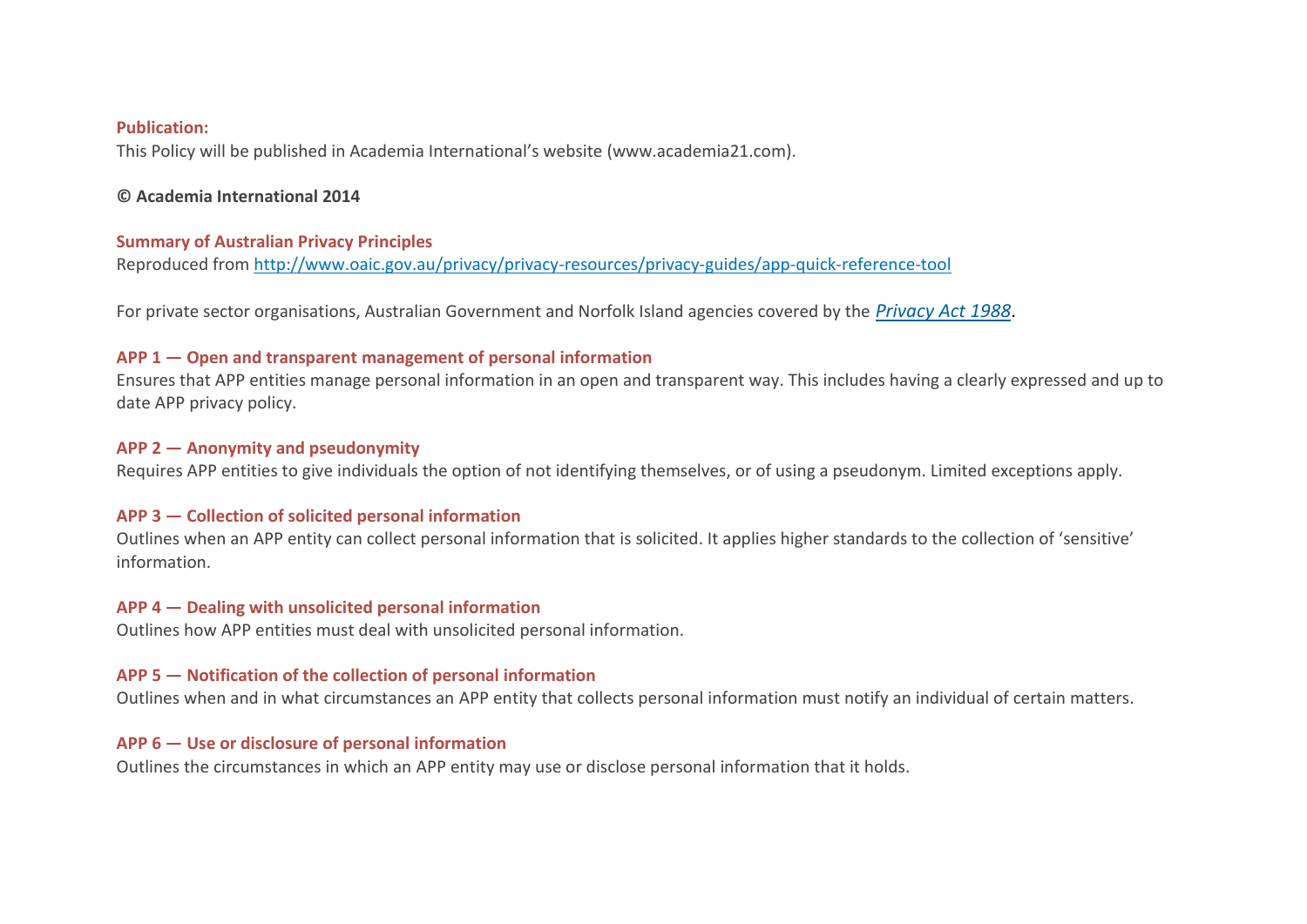**Publication:**

This Policy will be published in Academia International's website (www.academia21.com).

**© Academia International 2014**

**Summary of Australian Privacy Principles**

Reproduced from [http://www.oaic.gov.au/privacy/privacy-resources/privacy-guides/app-quick-reference-tool](http://www.oaic.gov.au/privacy/privacy-resources/privacy-guides/app-quick-reference-tool)

For private sector organisations, Australian Government and Norfolk Island agencies covered by the *Privacy Act 1988*.

**APP 1 — Open and transparent management of personal information**

Ensures that APP entities manage personal information in an open and transparent way. This includes having a clearly expressed and up to date APP privacy policy.

**APP 2 — Anonymity and pseudonymity**

Requires APP entities to give individuals the option of not identifying themselves, or of using a pseudonym. Limited exceptions apply.

**APP 3 — Collection of solicited personal information**

Outlines when an APP entity can collect personal information that is solicited. It applies higher standards to the collection of 'sensitive' information.

**APP 4 — Dealing with unsolicited personal information**

Outlines how APP entities must deal with unsolicited personal information.

**APP 5 — Notification of the collection of personal information**

Outlines when and in what circumstances an APP entity that collects personal information must notify an individual of certain matters.

**APP 6 — Use or disclosure of personal information**

Outlines the circumstances in which an APP entity may use or disclose personal information that it holds.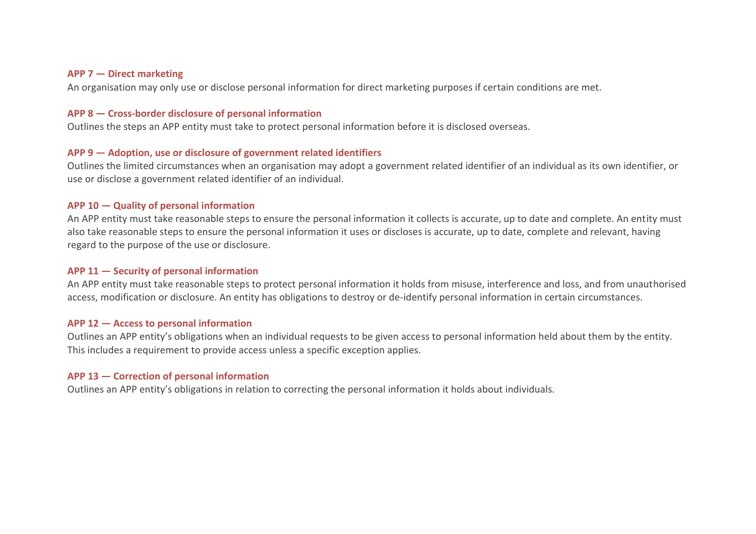**APP 7 — Direct marketing**

An organisation may only use or disclose personal information for direct marketing purposes if certain conditions are met.

**APP 8 — Cross-border disclosure of personal information**

Outlines the steps an APP entity must take to protect personal information before it is disclosed overseas.

**APP 9 — Adoption, use or disclosure of government related identifiers**

Outlines the limited circumstances when an organisation may adopt a government related identifier of an individual as its own identifier, or use or disclose a government related identifier of an individual.

**APP 10 — Quality of personal information**

An APP entity must take reasonable steps to ensure the personal information it collects is accurate, up to date and complete. An entity must also take reasonable steps to ensure the personal information it uses or discloses is accurate, up to date, complete and relevant, having regard to the purpose of the use or disclosure.

**APP 11 — Security of personal information**

An APP entity must take reasonable steps to protect personal information it holds from misuse, interference and loss, and from unauthorised access, modification or disclosure. An entity has obligations to destroy or de-identify personal information in certain circumstances.

**APP 12 — Access to personal information**

Outlines an APP entity's obligations when an individual requests to be given access to personal information held about them by the entity. This includes a requirement to provide access unless a specific exception applies.

**APP 13 — Correction of personal information**

Outlines an APP entity's obligations in relation to correcting the personal information it holds about individuals.